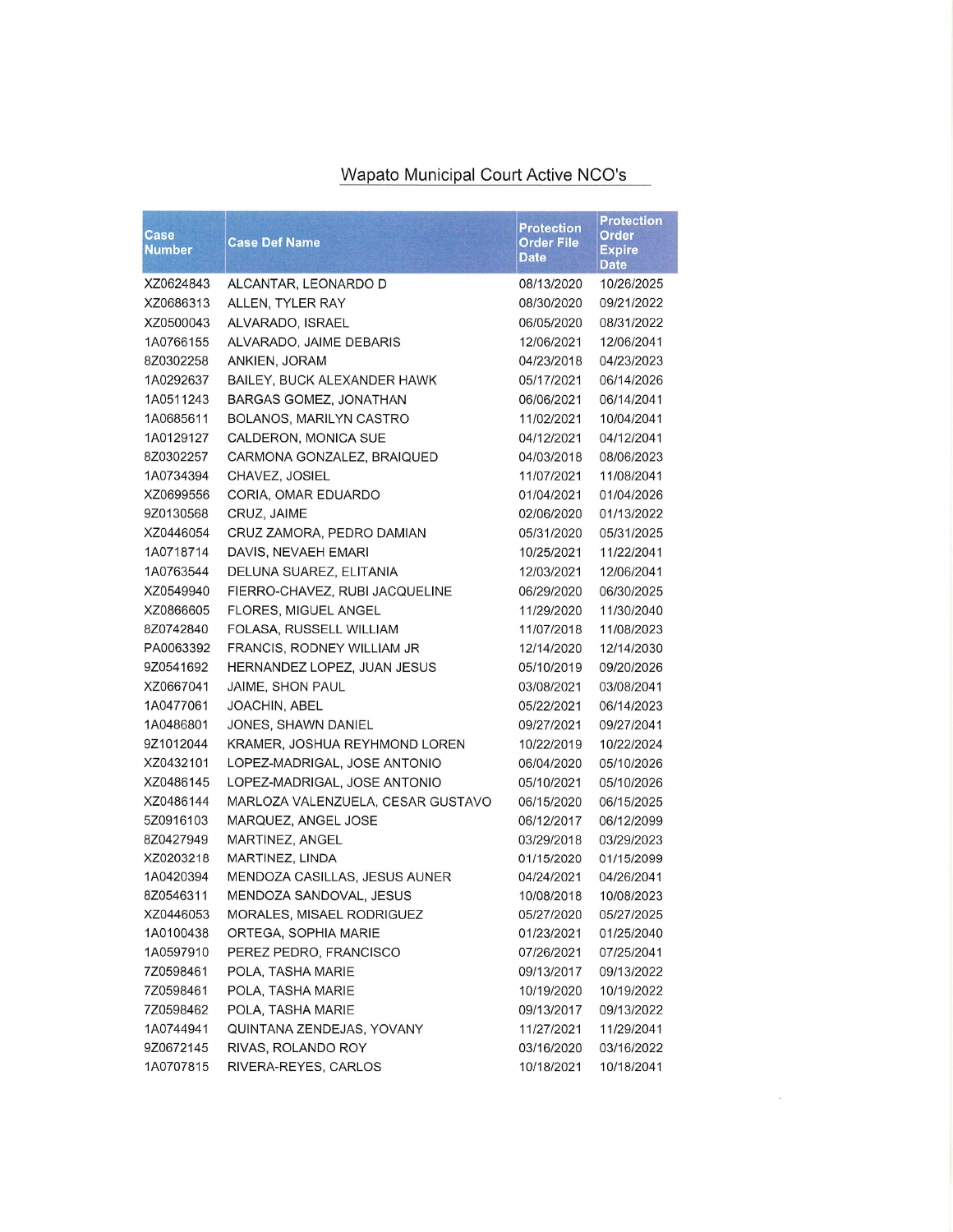# Wapato Municipal Court Active NCO's

| Case Number | Case Def Name | Protection Order File Date | Protection Order Expire Date |
|---|---|---|---|
| XZ0624843 | ALCANTAR, LEONARDO D | 08/13/2020 | 10/26/2025 |
| XZ0686313 | ALLEN, TYLER RAY | 08/30/2020 | 09/21/2022 |
| XZ0500043 | ALVARADO, ISRAEL | 06/05/2020 | 08/31/2022 |
| 1A0766155 | ALVARADO, JAIME DEBARIS | 12/06/2021 | 12/06/2041 |
| 8Z0302258 | ANKIEN, JORAM | 04/23/2018 | 04/23/2023 |
| 1A0292637 | BAILEY, BUCK ALEXANDER HAWK | 05/17/2021 | 06/14/2026 |
| 1A0511243 | BARGAS GOMEZ, JONATHAN | 06/06/2021 | 06/14/2041 |
| 1A0685611 | BOLANOS, MARILYN CASTRO | 11/02/2021 | 10/04/2041 |
| 1A0129127 | CALDERON, MONICA SUE | 04/12/2021 | 04/12/2041 |
| 8Z0302257 | CARMONA GONZALEZ, BRAIQUED | 04/03/2018 | 08/06/2023 |
| 1A0734394 | CHAVEZ, JOSIEL | 11/07/2021 | 11/08/2041 |
| XZ0699556 | CORIA, OMAR EDUARDO | 01/04/2021 | 01/04/2026 |
| 9Z0130568 | CRUZ, JAIME | 02/06/2020 | 01/13/2022 |
| XZ0446054 | CRUZ ZAMORA, PEDRO DAMIAN | 05/31/2020 | 05/31/2025 |
| 1A0718714 | DAVIS, NEVAEH EMARI | 10/25/2021 | 11/22/2041 |
| 1A0763544 | DELUNA SUAREZ, ELITANIA | 12/03/2021 | 12/06/2041 |
| XZ0549940 | FIERRO-CHAVEZ, RUBI JACQUELINE | 06/29/2020 | 06/30/2025 |
| XZ0866605 | FLORES, MIGUEL ANGEL | 11/29/2020 | 11/30/2040 |
| 8Z0742840 | FOLASA, RUSSELL WILLIAM | 11/07/2018 | 11/08/2023 |
| PA0063392 | FRANCIS, RODNEY WILLIAM JR | 12/14/2020 | 12/14/2030 |
| 9Z0541692 | HERNANDEZ LOPEZ, JUAN JESUS | 05/10/2019 | 09/20/2026 |
| XZ0667041 | JAIME, SHON PAUL | 03/08/2021 | 03/08/2041 |
| 1A0477061 | JOACHIN, ABEL | 05/22/2021 | 06/14/2023 |
| 1A0486801 | JONES, SHAWN DANIEL | 09/27/2021 | 09/27/2041 |
| 9Z1012044 | KRAMER, JOSHUA REYHMOND LOREN | 10/22/2019 | 10/22/2024 |
| XZ0432101 | LOPEZ-MADRIGAL, JOSE ANTONIO | 06/04/2020 | 05/10/2026 |
| XZ0486145 | LOPEZ-MADRIGAL, JOSE ANTONIO | 05/10/2021 | 05/10/2026 |
| XZ0486144 | MARLOZA VALENZUELA, CESAR GUSTAVO | 06/15/2020 | 06/15/2025 |
| 5Z0916103 | MARQUEZ, ANGEL JOSE | 06/12/2017 | 06/12/2099 |
| 8Z0427949 | MARTINEZ, ANGEL | 03/29/2018 | 03/29/2023 |
| XZ0203218 | MARTINEZ, LINDA | 01/15/2020 | 01/15/2099 |
| 1A0420394 | MENDOZA CASILLAS, JESUS AUNER | 04/24/2021 | 04/26/2041 |
| 8Z0546311 | MENDOZA SANDOVAL, JESUS | 10/08/2018 | 10/08/2023 |
| XZ0446053 | MORALES, MISAEL RODRIGUEZ | 05/27/2020 | 05/27/2025 |
| 1A0100438 | ORTEGA, SOPHIA MARIE | 01/23/2021 | 01/25/2040 |
| 1A0597910 | PEREZ PEDRO, FRANCISCO | 07/26/2021 | 07/25/2041 |
| 7Z0598461 | POLA, TASHA MARIE | 09/13/2017 | 09/13/2022 |
| 7Z0598461 | POLA, TASHA MARIE | 10/19/2020 | 10/19/2022 |
| 7Z0598462 | POLA, TASHA MARIE | 09/13/2017 | 09/13/2022 |
| 1A0744941 | QUINTANA ZENDEJAS, YOVANY | 11/27/2021 | 11/29/2041 |
| 9Z0672145 | RIVAS, ROLANDO ROY | 03/16/2020 | 03/16/2022 |
| 1A0707815 | RIVERA-REYES, CARLOS | 10/18/2021 | 10/18/2041 |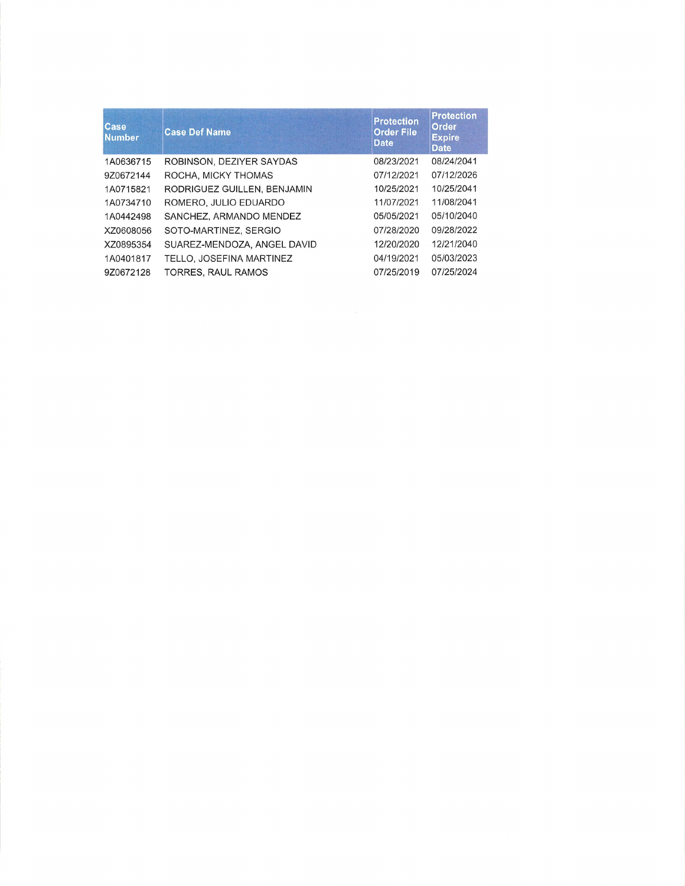| Case Number | Case Def Name | Protection Order File Date | Protection Order Expire Date |
|---|---|---|---|
| 1A0636715 | ROBINSON, DEZIYER SAYDAS | 08/23/2021 | 08/24/2041 |
| 9Z0672144 | ROCHA, MICKY THOMAS | 07/12/2021 | 07/12/2026 |
| 1A0715821 | RODRIGUEZ GUILLEN, BENJAMIN | 10/25/2021 | 10/25/2041 |
| 1A0734710 | ROMERO, JULIO EDUARDO | 11/07/2021 | 11/08/2041 |
| 1A0442498 | SANCHEZ, ARMANDO MENDEZ | 05/05/2021 | 05/10/2040 |
| XZ0608056 | SOTO-MARTINEZ, SERGIO | 07/28/2020 | 09/28/2022 |
| XZ0895354 | SUAREZ-MENDOZA, ANGEL DAVID | 12/20/2020 | 12/21/2040 |
| 1A0401817 | TELLO, JOSEFINA MARTINEZ | 04/19/2021 | 05/03/2023 |
| 9Z0672128 | TORRES, RAUL RAMOS | 07/25/2019 | 07/25/2024 |